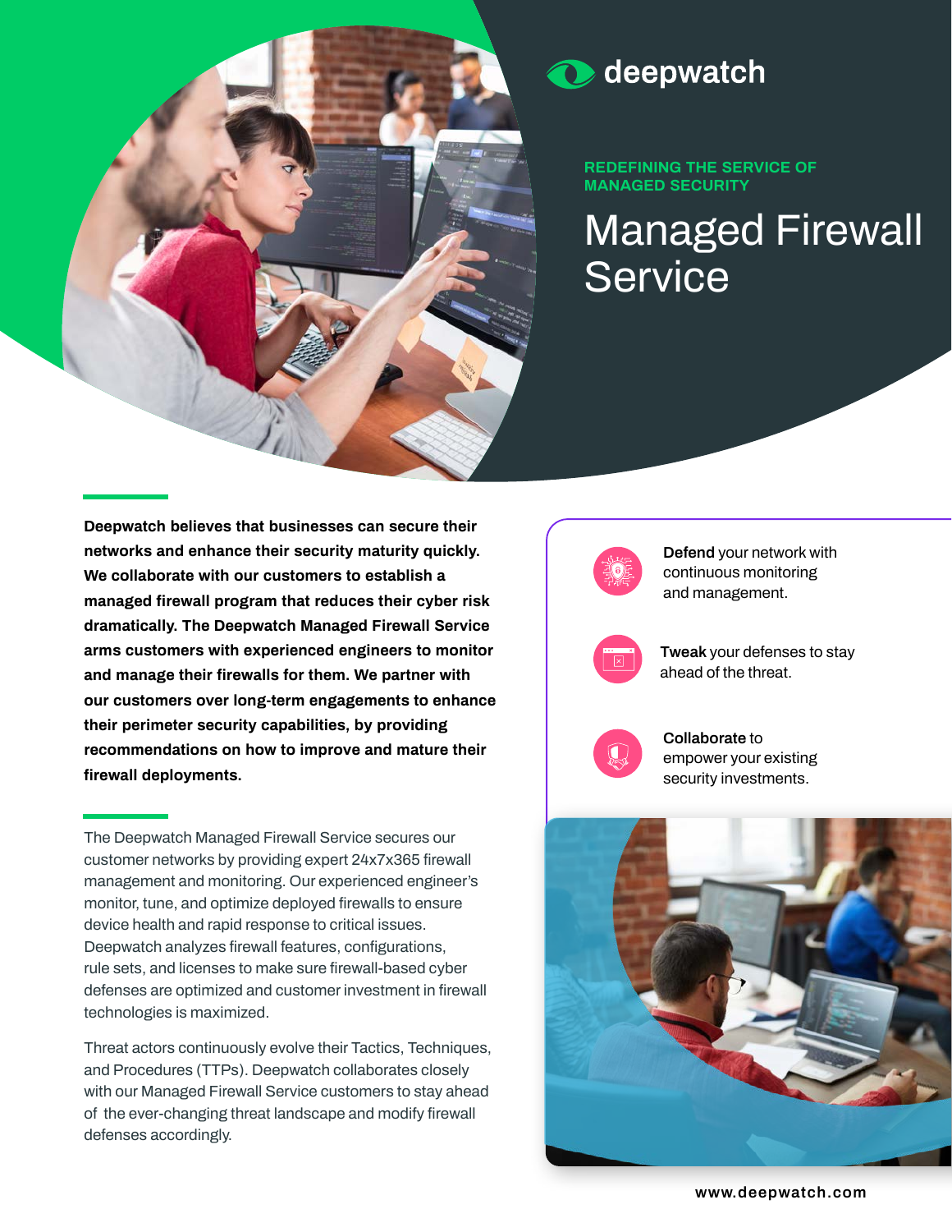deepwatch

**REDEFINING THE SERVICE OF MANAGED SECURITY**

# Managed Firewall Service

**Deepwatch believes that businesses can secure their networks and enhance their security maturity quickly. We collaborate with our customers to establish a managed firewall program that reduces their cyber risk dramatically. The Deepwatch Managed Firewall Service arms customers with experienced engineers to monitor and manage their firewalls for them. We partner with our customers over long-term engagements to enhance their perimeter security capabilities, by providing recommendations on how to improve and mature their firewall deployments.**

The Deepwatch Managed Firewall Service secures our customer networks by providing expert 24x7x365 firewall management and monitoring. Our experienced engineer's monitor, tune, and optimize deployed firewalls to ensure device health and rapid response to critical issues. Deepwatch analyzes firewall features, configurations, rule sets, and licenses to make sure firewall-based cyber defenses are optimized and customer investment in firewall technologies is maximized.

Threat actors continuously evolve their Tactics, Techniques, and Procedures (TTPs). Deepwatch collaborates closely with our Managed Firewall Service customers to stay ahead of the ever-changing threat landscape and modify firewall defenses accordingly.

**Defend** your network with continuous monitoring and management.

**Tweak** your defenses to stay ahead of the threat.

**Collaborate** to empower your existing security investments.

www.deepwatch.com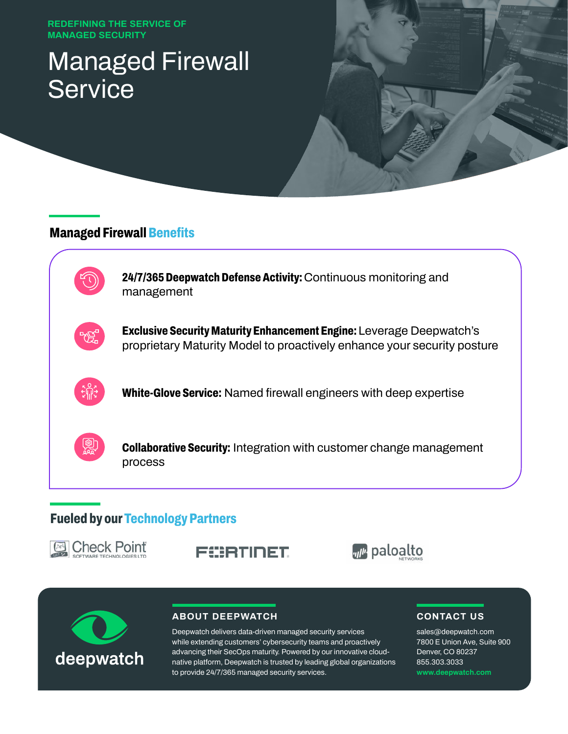REDEFINING THE SERVICE OF MANAGED SECURITY

# Managed Firewall Service

## Managed Firewall Benefits

- **24/7/365 Deepwatch Defense Activity:** Continuous monitoring and management
- **Exclusive Security Maturity Enhancement Engine:** Leverage Deepwatch's proprietary Maturity Model to proactively enhance your security posture
- **White-Glove Service:** Named firewall engineers with deep expertise
- **Collaborative Security:** Integration with customer change management process

## Fueled by our Technology Partners

Check Point SOFTWARE TECHNOLOGIES LTD

FORTINET

paloalto NETWORKS

deepwatch

### ABOUT DEEPWATCH

Deepwatch delivers data-driven managed security services while extending customers' cybersecurity teams and proactively advancing their SecOps maturity. Powered by our innovative cloud-native platform, Deepwatch is trusted by leading global organizations to provide 24/7/365 managed security services.

### CONTACT US

sales@deepwatch.com
7800 E Union Ave, Suite 900
Denver, CO 80237
855.303.3033
www.deepwatch.com